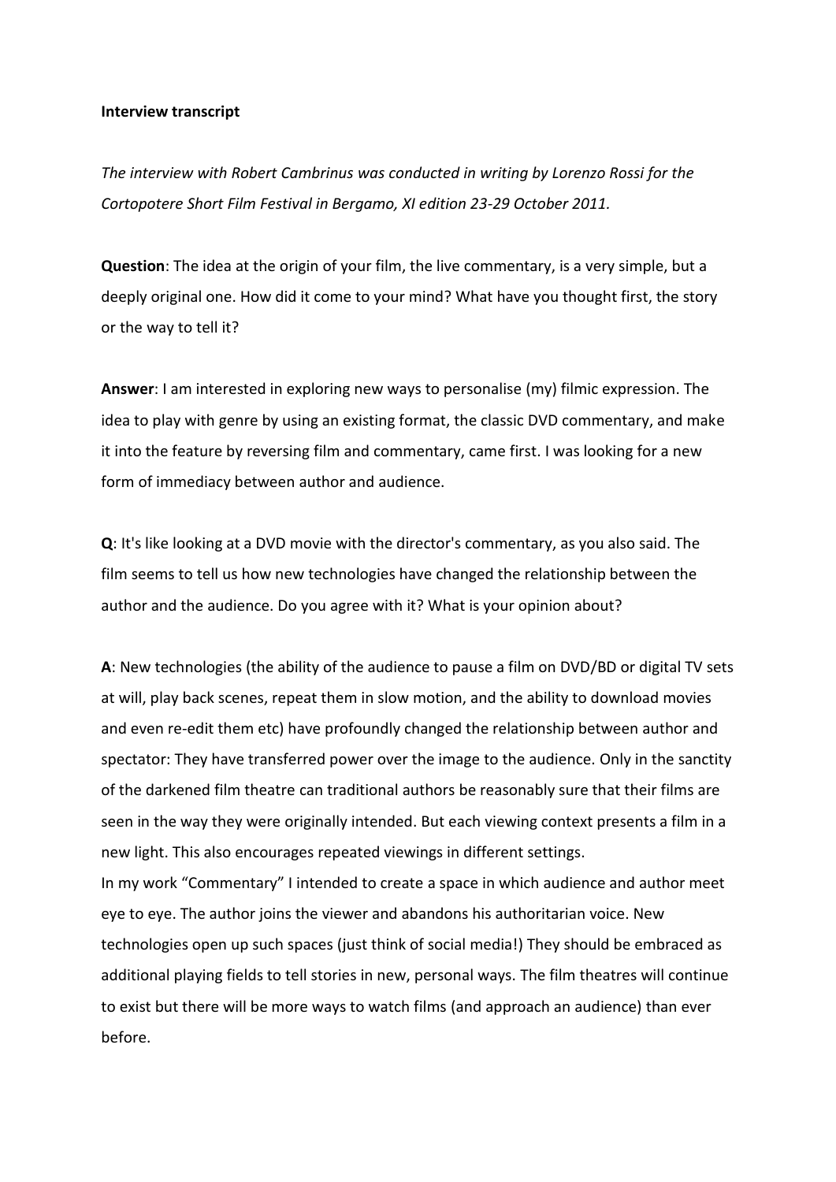**Interview transcript**

*The interview with Robert Cambrinus was conducted in writing by Lorenzo Rossi for the Cortopotere Short Film Festival in Bergamo, XI edition 23-29 October 2011.*

**Question**: The idea at the origin of your film, the live commentary, is a very simple, but a deeply original one. How did it come to your mind? What have you thought first, the story or the way to tell it?

**Answer**: I am interested in exploring new ways to personalise (my) filmic expression. The idea to play with genre by using an existing format, the classic DVD commentary, and make it into the feature by reversing film and commentary, came first. I was looking for a new form of immediacy between author and audience.

**Q**: It's like looking at a DVD movie with the director's commentary, as you also said. The film seems to tell us how new technologies have changed the relationship between the author and the audience. Do you agree with it? What is your opinion about?

**A**: New technologies (the ability of the audience to pause a film on DVD/BD or digital TV sets at will, play back scenes, repeat them in slow motion, and the ability to download movies and even re-edit them etc) have profoundly changed the relationship between author and spectator: They have transferred power over the image to the audience. Only in the sanctity of the darkened film theatre can traditional authors be reasonably sure that their films are seen in the way they were originally intended. But each viewing context presents a film in a new light. This also encourages repeated viewings in different settings.
In my work "Commentary" I intended to create a space in which audience and author meet eye to eye. The author joins the viewer and abandons his authoritarian voice. New technologies open up such spaces (just think of social media!) They should be embraced as additional playing fields to tell stories in new, personal ways. The film theatres will continue to exist but there will be more ways to watch films (and approach an audience) than ever before.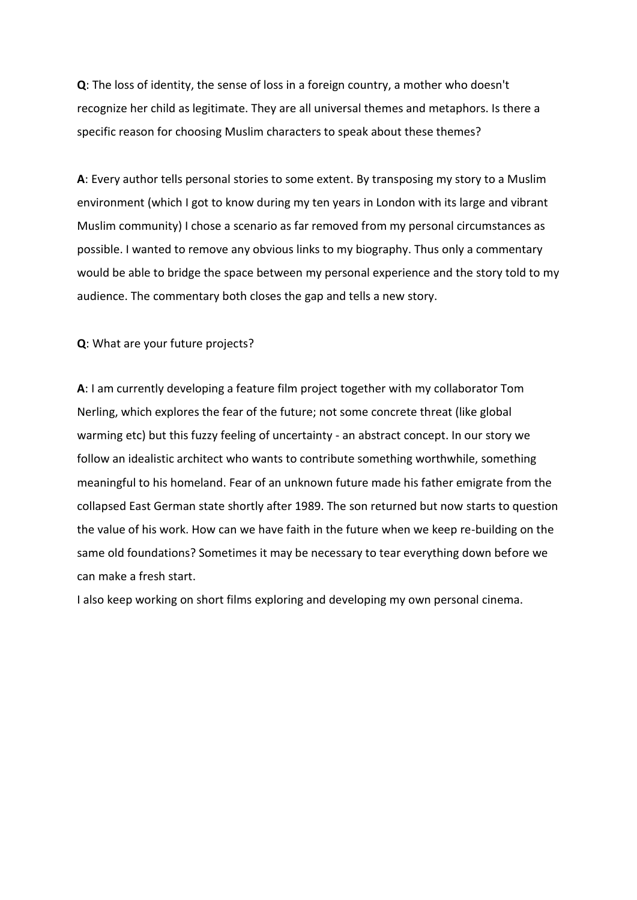**Q**: The loss of identity, the sense of loss in a foreign country, a mother who doesn't recognize her child as legitimate. They are all universal themes and metaphors. Is there a specific reason for choosing Muslim characters to speak about these themes?

**A**: Every author tells personal stories to some extent. By transposing my story to a Muslim environment (which I got to know during my ten years in London with its large and vibrant Muslim community) I chose a scenario as far removed from my personal circumstances as possible. I wanted to remove any obvious links to my biography. Thus only a commentary would be able to bridge the space between my personal experience and the story told to my audience. The commentary both closes the gap and tells a new story.

**Q**: What are your future projects?

**A**: I am currently developing a feature film project together with my collaborator Tom Nerling, which explores the fear of the future; not some concrete threat (like global warming etc) but this fuzzy feeling of uncertainty - an abstract concept. In our story we follow an idealistic architect who wants to contribute something worthwhile, something meaningful to his homeland. Fear of an unknown future made his father emigrate from the collapsed East German state shortly after 1989. The son returned but now starts to question the value of his work. How can we have faith in the future when we keep re-building on the same old foundations? Sometimes it may be necessary to tear everything down before we can make a fresh start.
I also keep working on short films exploring and developing my own personal cinema.